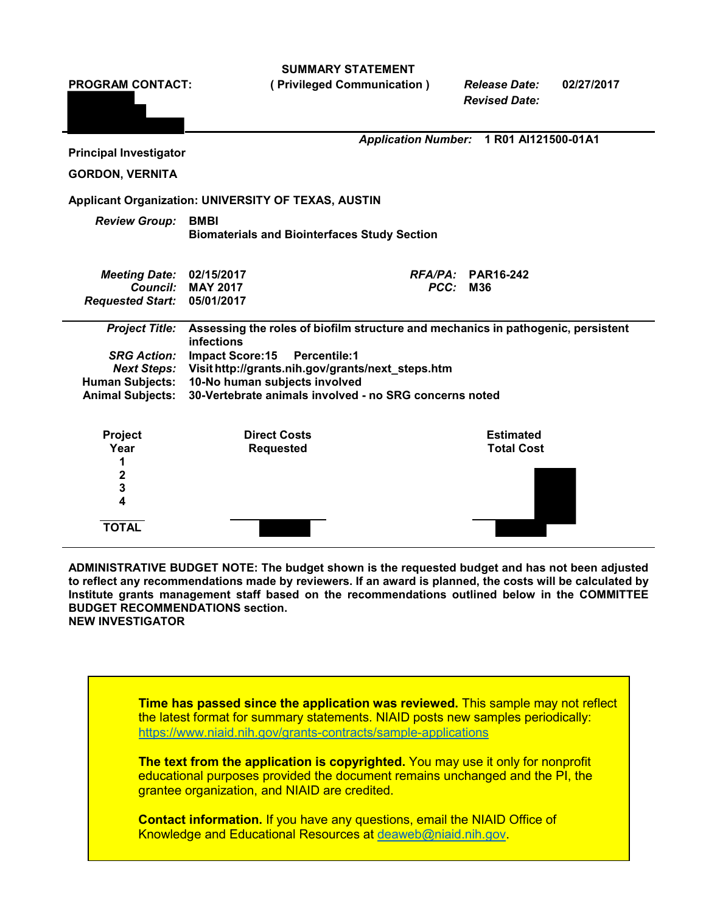**SUMMARY STATEMENT**
**( Privileged Communication )**

**PROGRAM CONTACT:**

*Release Date:* **02/27/2017**
*Revised Date:*

*Application Number:* **1 R01 AI121500-01A1**

**Principal Investigator**

**GORDON, VERNITA**

**Applicant Organization: UNIVERSITY OF TEXAS, AUSTIN**

*Review Group:* **BMBI**
**Biomaterials and Biointerfaces Study Section**

*Meeting Date:* **02/15/2017**
*Council:* **MAY 2017**
*Requested Start:* **05/01/2017**
*RFA/PA:* **PAR16-242**
*PCC:* **M36**

*Project Title:* **Assessing the roles of biofilm structure and mechanics in pathogenic, persistent infections**
*SRG Action:* **Impact Score:15 Percentile:1**
*Next Steps:* **Visit http://grants.nih.gov/grants/next_steps.htm**
**Human Subjects:** **10-No human subjects involved**
**Animal Subjects:** **30-Vertebrate animals involved - no SRG concerns noted**

| Project Year | Direct Costs Requested | Estimated Total Cost |
|---|---|---|
| 1 | | |
| 2 | | |
| 3 | | |
| 4 | | |
| **TOTAL** | | |

**ADMINISTRATIVE BUDGET NOTE: The budget shown is the requested budget and has not been adjusted to reflect any recommendations made by reviewers. If an award is planned, the costs will be calculated by Institute grants management staff based on the recommendations outlined below in the COMMITTEE BUDGET RECOMMENDATIONS section.**
**NEW INVESTIGATOR**

**Time has passed since the application was reviewed.** This sample may not reflect the latest format for summary statements. NIAID posts new samples periodically: https://www.niaid.nih.gov/grants-contracts/sample-applications

**The text from the application is copyrighted.** You may use it only for nonprofit educational purposes provided the document remains unchanged and the PI, the grantee organization, and NIAID are credited.

**Contact information.** If you have any questions, email the NIAID Office of Knowledge and Educational Resources at deaweb@niaid.nih.gov.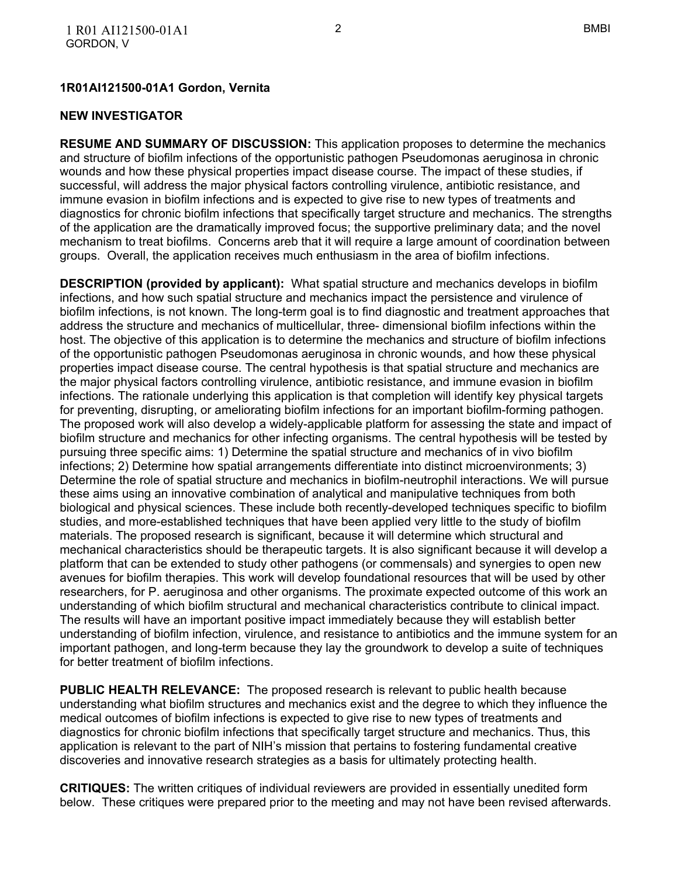**1R01AI121500-01A1 Gordon, Vernita**

**NEW INVESTIGATOR**

**RESUME AND SUMMARY OF DISCUSSION:** This application proposes to determine the mechanics and structure of biofilm infections of the opportunistic pathogen Pseudomonas aeruginosa in chronic wounds and how these physical properties impact disease course. The impact of these studies, if successful, will address the major physical factors controlling virulence, antibiotic resistance, and immune evasion in biofilm infections and is expected to give rise to new types of treatments and diagnostics for chronic biofilm infections that specifically target structure and mechanics. The strengths of the application are the dramatically improved focus; the supportive preliminary data; and the novel mechanism to treat biofilms. Concerns areb that it will require a large amount of coordination between groups. Overall, the application receives much enthusiasm in the area of biofilm infections.

**DESCRIPTION (provided by applicant):** What spatial structure and mechanics develops in biofilm infections, and how such spatial structure and mechanics impact the persistence and virulence of biofilm infections, is not known. The long-term goal is to find diagnostic and treatment approaches that address the structure and mechanics of multicellular, three- dimensional biofilm infections within the host. The objective of this application is to determine the mechanics and structure of biofilm infections of the opportunistic pathogen Pseudomonas aeruginosa in chronic wounds, and how these physical properties impact disease course. The central hypothesis is that spatial structure and mechanics are the major physical factors controlling virulence, antibiotic resistance, and immune evasion in biofilm infections. The rationale underlying this application is that completion will identify key physical targets for preventing, disrupting, or ameliorating biofilm infections for an important biofilm-forming pathogen. The proposed work will also develop a widely-applicable platform for assessing the state and impact of biofilm structure and mechanics for other infecting organisms. The central hypothesis will be tested by pursuing three specific aims: 1) Determine the spatial structure and mechanics of in vivo biofilm infections; 2) Determine how spatial arrangements differentiate into distinct microenvironments; 3) Determine the role of spatial structure and mechanics in biofilm-neutrophil interactions. We will pursue these aims using an innovative combination of analytical and manipulative techniques from both biological and physical sciences. These include both recently-developed techniques specific to biofilm studies, and more-established techniques that have been applied very little to the study of biofilm materials. The proposed research is significant, because it will determine which structural and mechanical characteristics should be therapeutic targets. It is also significant because it will develop a platform that can be extended to study other pathogens (or commensals) and synergies to open new avenues for biofilm therapies. This work will develop foundational resources that will be used by other researchers, for P. aeruginosa and other organisms. The proximate expected outcome of this work an understanding of which biofilm structural and mechanical characteristics contribute to clinical impact. The results will have an important positive impact immediately because they will establish better understanding of biofilm infection, virulence, and resistance to antibiotics and the immune system for an important pathogen, and long-term because they lay the groundwork to develop a suite of techniques for better treatment of biofilm infections.

**PUBLIC HEALTH RELEVANCE:** The proposed research is relevant to public health because understanding what biofilm structures and mechanics exist and the degree to which they influence the medical outcomes of biofilm infections is expected to give rise to new types of treatments and diagnostics for chronic biofilm infections that specifically target structure and mechanics. Thus, this application is relevant to the part of NIH's mission that pertains to fostering fundamental creative discoveries and innovative research strategies as a basis for ultimately protecting health.

**CRITIQUES:** The written critiques of individual reviewers are provided in essentially unedited form below. These critiques were prepared prior to the meeting and may not have been revised afterwards.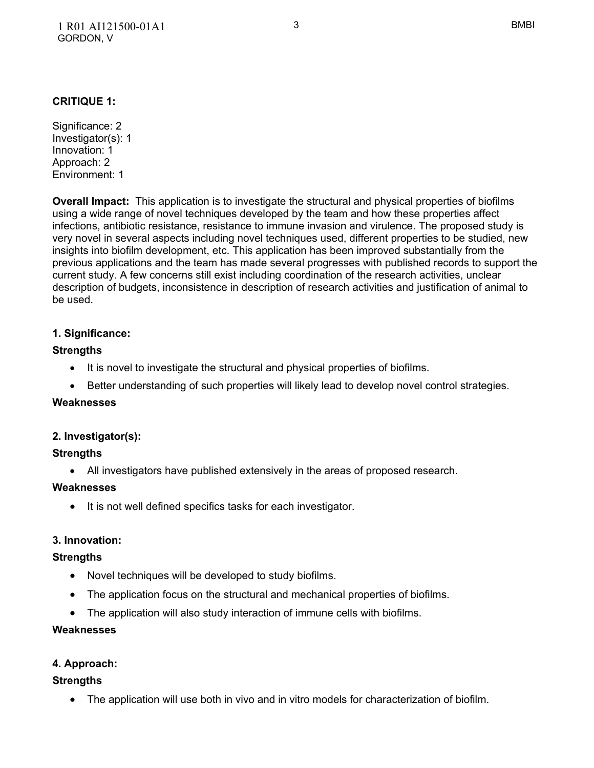**CRITIQUE 1:**

Significance: 2
Investigator(s): 1
Innovation: 1
Approach: 2
Environment: 1

**Overall Impact:** This application is to investigate the structural and physical properties of biofilms using a wide range of novel techniques developed by the team and how these properties affect infections, antibiotic resistance, resistance to immune invasion and virulence. The proposed study is very novel in several aspects including novel techniques used, different properties to be studied, new insights into biofilm development, etc. This application has been improved substantially from the previous applications and the team has made several progresses with published records to support the current study. A few concerns still exist including coordination of the research activities, unclear description of budgets, inconsistence in description of research activities and justification of animal to be used.

**1. Significance:**

**Strengths**

- It is novel to investigate the structural and physical properties of biofilms.
- Better understanding of such properties will likely lead to develop novel control strategies.

**Weaknesses**

**2. Investigator(s):**

**Strengths**

- All investigators have published extensively in the areas of proposed research.

**Weaknesses**

- It is not well defined specifics tasks for each investigator.

**3. Innovation:**

**Strengths**

- Novel techniques will be developed to study biofilms.
- The application focus on the structural and mechanical properties of biofilms.
- The application will also study interaction of immune cells with biofilms.

**Weaknesses**

**4. Approach:**

**Strengths**

- The application will use both in vivo and in vitro models for characterization of biofilm.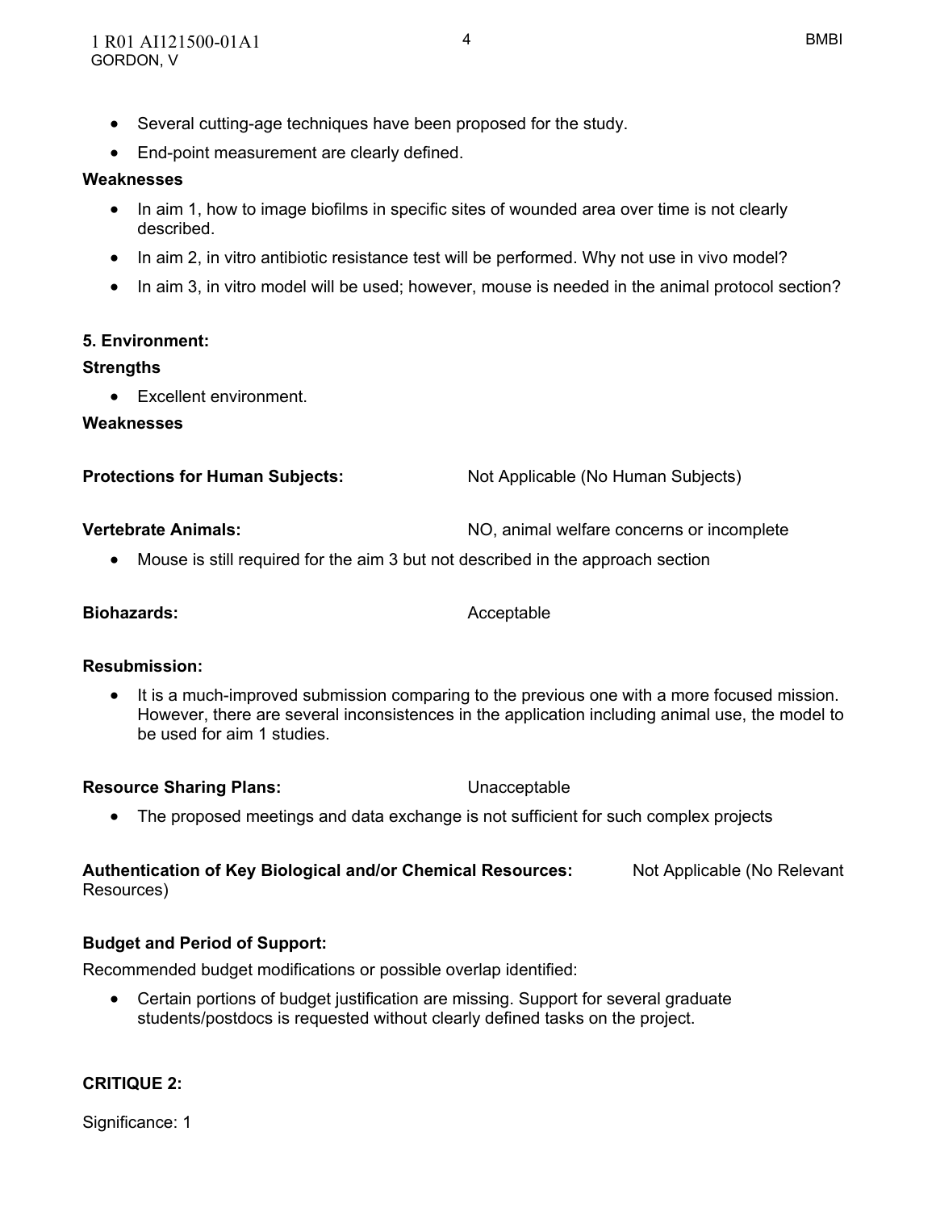- Several cutting-age techniques have been proposed for the study.
- End-point measurement are clearly defined.

**Weaknesses**

- In aim 1, how to image biofilms in specific sites of wounded area over time is not clearly described.
- In aim 2, in vitro antibiotic resistance test will be performed. Why not use in vivo model?
- In aim 3, in vitro model will be used; however, mouse is needed in the animal protocol section?

**5. Environment:**

**Strengths**

- Excellent environment.

**Weaknesses**

**Protections for Human Subjects:** Not Applicable (No Human Subjects)

**Vertebrate Animals:** NO, animal welfare concerns or incomplete

- Mouse is still required for the aim 3 but not described in the approach section

**Biohazards:** Acceptable

**Resubmission:**

- It is a much-improved submission comparing to the previous one with a more focused mission. However, there are several inconsistences in the application including animal use, the model to be used for aim 1 studies.

**Resource Sharing Plans:** Unacceptable

- The proposed meetings and data exchange is not sufficient for such complex projects

**Authentication of Key Biological and/or Chemical Resources:** Not Applicable (No Relevant Resources)

**Budget and Period of Support:**

Recommended budget modifications or possible overlap identified:

- Certain portions of budget justification are missing. Support for several graduate students/postdocs is requested without clearly defined tasks on the project.

**CRITIQUE 2:**

Significance: 1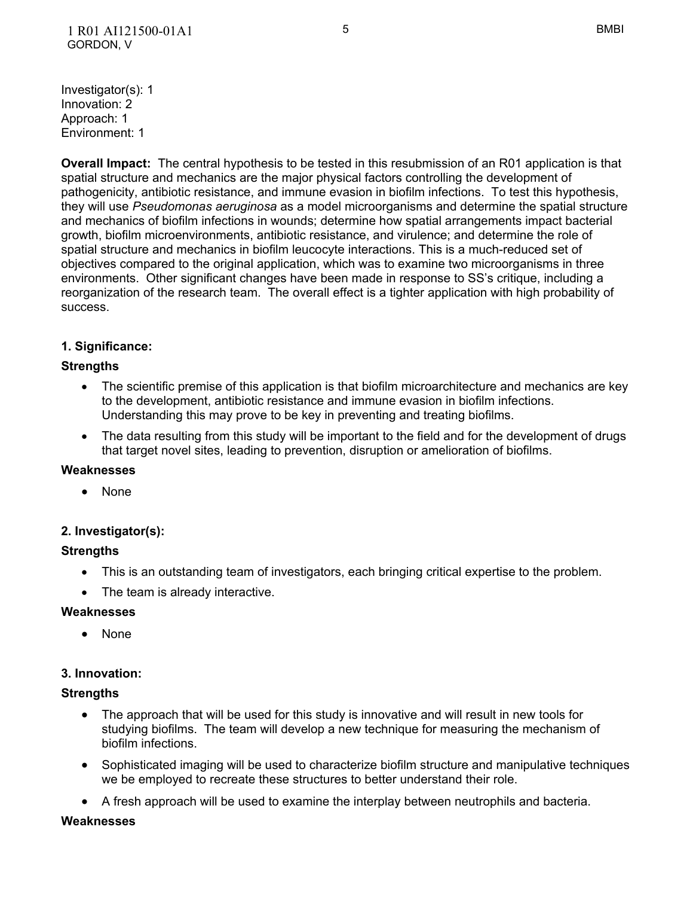Investigator(s): 1
Innovation: 2
Approach: 1
Environment: 1

**Overall Impact:** The central hypothesis to be tested in this resubmission of an R01 application is that spatial structure and mechanics are the major physical factors controlling the development of pathogenicity, antibiotic resistance, and immune evasion in biofilm infections. To test this hypothesis, they will use *Pseudomonas aeruginosa* as a model microorganisms and determine the spatial structure and mechanics of biofilm infections in wounds; determine how spatial arrangements impact bacterial growth, biofilm microenvironments, antibiotic resistance, and virulence; and determine the role of spatial structure and mechanics in biofilm leucocyte interactions. This is a much-reduced set of objectives compared to the original application, which was to examine two microorganisms in three environments. Other significant changes have been made in response to SS's critique, including a reorganization of the research team. The overall effect is a tighter application with high probability of success.

### 1. Significance:

**Strengths**

- The scientific premise of this application is that biofilm microarchitecture and mechanics are key to the development, antibiotic resistance and immune evasion in biofilm infections. Understanding this may prove to be key in preventing and treating biofilms.
- The data resulting from this study will be important to the field and for the development of drugs that target novel sites, leading to prevention, disruption or amelioration of biofilms.

**Weaknesses**

- None

### 2. Investigator(s):

**Strengths**

- This is an outstanding team of investigators, each bringing critical expertise to the problem.
- The team is already interactive.

**Weaknesses**

- None

### 3. Innovation:

**Strengths**

- The approach that will be used for this study is innovative and will result in new tools for studying biofilms. The team will develop a new technique for measuring the mechanism of biofilm infections.
- Sophisticated imaging will be used to characterize biofilm structure and manipulative techniques we be employed to recreate these structures to better understand their role.
- A fresh approach will be used to examine the interplay between neutrophils and bacteria.

**Weaknesses**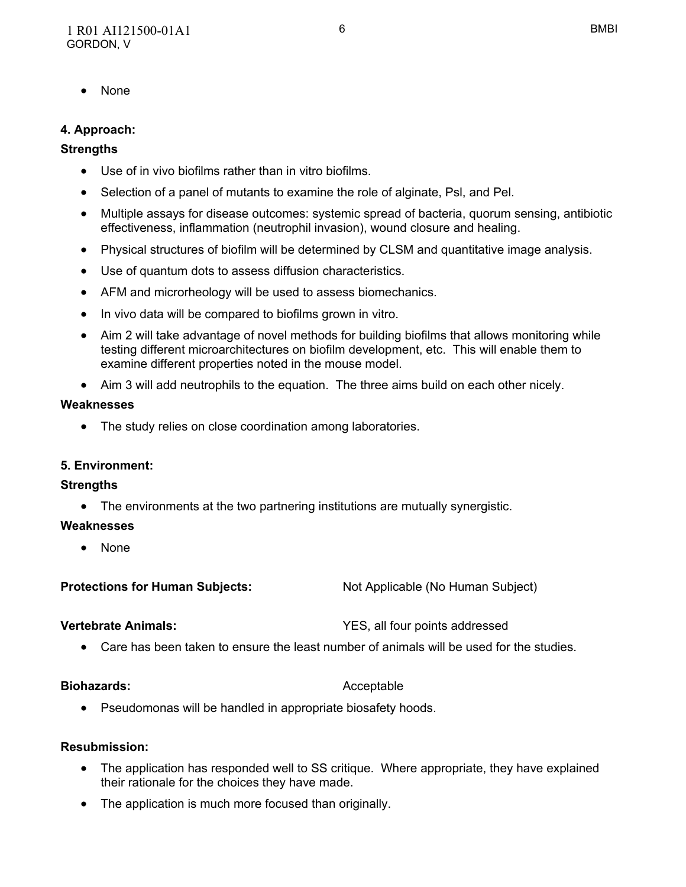- None

**4. Approach:**

**Strengths**

- Use of in vivo biofilms rather than in vitro biofilms.
- Selection of a panel of mutants to examine the role of alginate, Psl, and Pel.
- Multiple assays for disease outcomes: systemic spread of bacteria, quorum sensing, antibiotic effectiveness, inflammation (neutrophil invasion), wound closure and healing.
- Physical structures of biofilm will be determined by CLSM and quantitative image analysis.
- Use of quantum dots to assess diffusion characteristics.
- AFM and microrheology will be used to assess biomechanics.
- In vivo data will be compared to biofilms grown in vitro.
- Aim 2 will take advantage of novel methods for building biofilms that allows monitoring while testing different microarchitectures on biofilm development, etc. This will enable them to examine different properties noted in the mouse model.
- Aim 3 will add neutrophils to the equation. The three aims build on each other nicely.

**Weaknesses**

- The study relies on close coordination among laboratories.

**5. Environment:**

**Strengths**

- The environments at the two partnering institutions are mutually synergistic.

**Weaknesses**

- None

**Protections for Human Subjects:** Not Applicable (No Human Subject)

**Vertebrate Animals:** YES, all four points addressed

- Care has been taken to ensure the least number of animals will be used for the studies.

**Biohazards:** Acceptable

- Pseudomonas will be handled in appropriate biosafety hoods.

**Resubmission:**

- The application has responded well to SS critique. Where appropriate, they have explained their rationale for the choices they have made.
- The application is much more focused than originally.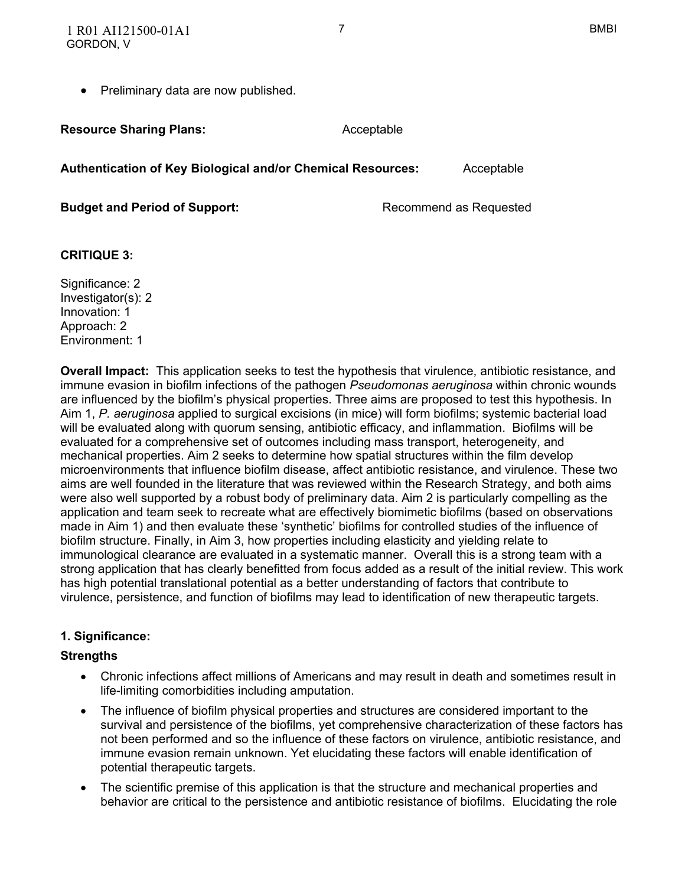- Preliminary data are now published.

**Resource Sharing Plans:** Acceptable

**Authentication of Key Biological and/or Chemical Resources:** Acceptable

**Budget and Period of Support:** Recommend as Requested

**CRITIQUE 3:**

Significance: 2
Investigator(s): 2
Innovation: 1
Approach: 2
Environment: 1

**Overall Impact:** This application seeks to test the hypothesis that virulence, antibiotic resistance, and immune evasion in biofilm infections of the pathogen *Pseudomonas aeruginosa* within chronic wounds are influenced by the biofilm's physical properties. Three aims are proposed to test this hypothesis. In Aim 1, *P. aeruginosa* applied to surgical excisions (in mice) will form biofilms; systemic bacterial load will be evaluated along with quorum sensing, antibiotic efficacy, and inflammation. Biofilms will be evaluated for a comprehensive set of outcomes including mass transport, heterogeneity, and mechanical properties. Aim 2 seeks to determine how spatial structures within the film develop microenvironments that influence biofilm disease, affect antibiotic resistance, and virulence. These two aims are well founded in the literature that was reviewed within the Research Strategy, and both aims were also well supported by a robust body of preliminary data. Aim 2 is particularly compelling as the application and team seek to recreate what are effectively biomimetic biofilms (based on observations made in Aim 1) and then evaluate these 'synthetic' biofilms for controlled studies of the influence of biofilm structure. Finally, in Aim 3, how properties including elasticity and yielding relate to immunological clearance are evaluated in a systematic manner. Overall this is a strong team with a strong application that has clearly benefitted from focus added as a result of the initial review. This work has high potential translational potential as a better understanding of factors that contribute to virulence, persistence, and function of biofilms may lead to identification of new therapeutic targets.

**1. Significance:**

**Strengths**

- Chronic infections affect millions of Americans and may result in death and sometimes result in life-limiting comorbidities including amputation.
- The influence of biofilm physical properties and structures are considered important to the survival and persistence of the biofilms, yet comprehensive characterization of these factors has not been performed and so the influence of these factors on virulence, antibiotic resistance, and immune evasion remain unknown. Yet elucidating these factors will enable identification of potential therapeutic targets.
- The scientific premise of this application is that the structure and mechanical properties and behavior are critical to the persistence and antibiotic resistance of biofilms. Elucidating the role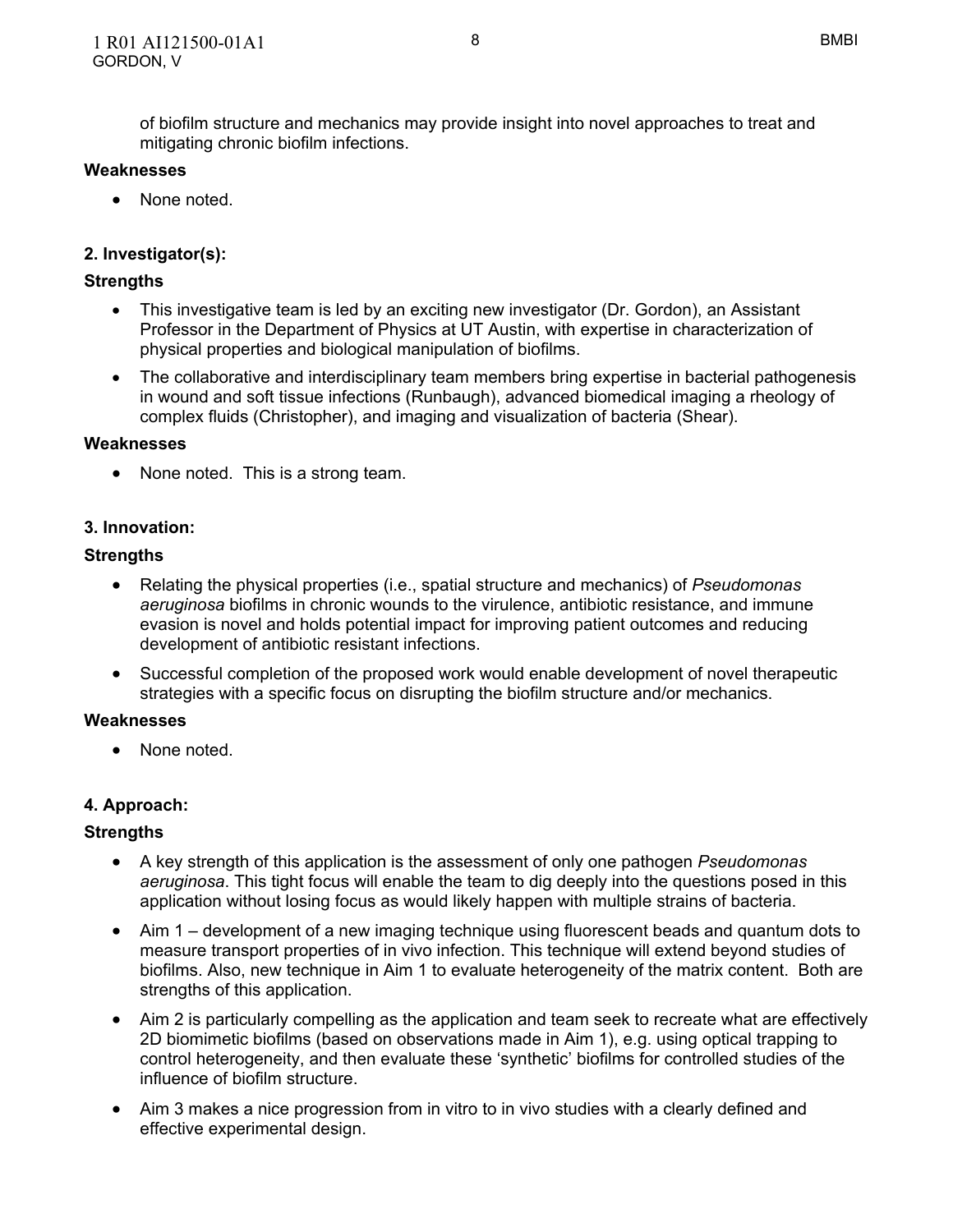of biofilm structure and mechanics may provide insight into novel approaches to treat and mitigating chronic biofilm infections.

**Weaknesses**

- None noted.

**2. Investigator(s):**

**Strengths**

- This investigative team is led by an exciting new investigator (Dr. Gordon), an Assistant Professor in the Department of Physics at UT Austin, with expertise in characterization of physical properties and biological manipulation of biofilms.
- The collaborative and interdisciplinary team members bring expertise in bacterial pathogenesis in wound and soft tissue infections (Runbaugh), advanced biomedical imaging a rheology of complex fluids (Christopher), and imaging and visualization of bacteria (Shear).

**Weaknesses**

- None noted. This is a strong team.

**3. Innovation:**

**Strengths**

- Relating the physical properties (i.e., spatial structure and mechanics) of *Pseudomonas aeruginosa* biofilms in chronic wounds to the virulence, antibiotic resistance, and immune evasion is novel and holds potential impact for improving patient outcomes and reducing development of antibiotic resistant infections.
- Successful completion of the proposed work would enable development of novel therapeutic strategies with a specific focus on disrupting the biofilm structure and/or mechanics.

**Weaknesses**

- None noted.

**4. Approach:**

**Strengths**

- A key strength of this application is the assessment of only one pathogen *Pseudomonas aeruginosa*. This tight focus will enable the team to dig deeply into the questions posed in this application without losing focus as would likely happen with multiple strains of bacteria.
- Aim 1 – development of a new imaging technique using fluorescent beads and quantum dots to measure transport properties of in vivo infection. This technique will extend beyond studies of biofilms. Also, new technique in Aim 1 to evaluate heterogeneity of the matrix content. Both are strengths of this application.
- Aim 2 is particularly compelling as the application and team seek to recreate what are effectively 2D biomimetic biofilms (based on observations made in Aim 1), e.g. using optical trapping to control heterogeneity, and then evaluate these 'synthetic' biofilms for controlled studies of the influence of biofilm structure.
- Aim 3 makes a nice progression from in vitro to in vivo studies with a clearly defined and effective experimental design.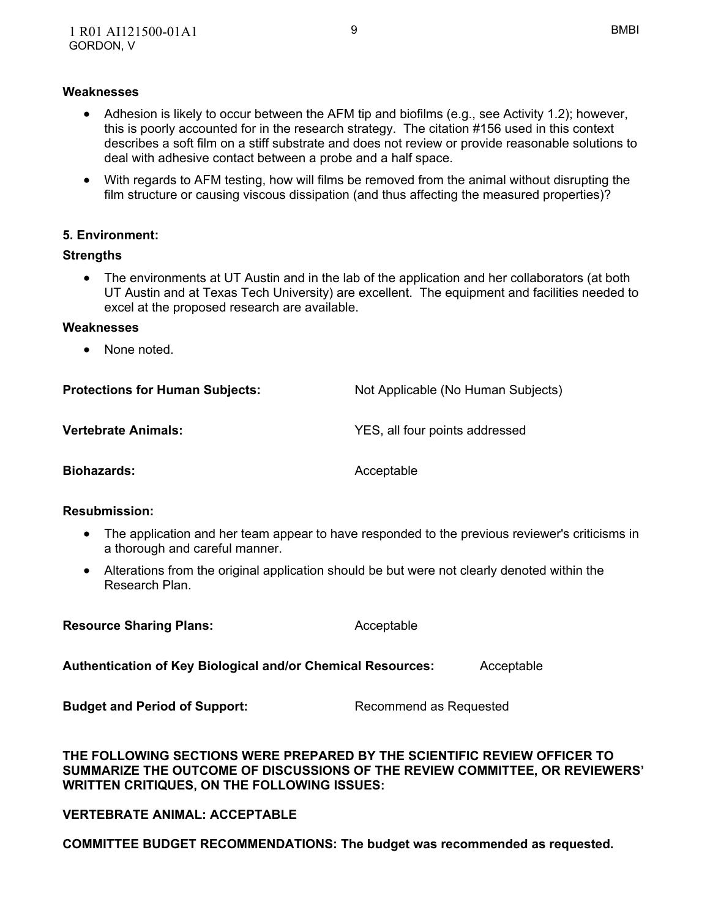**Weaknesses**

- Adhesion is likely to occur between the AFM tip and biofilms (e.g., see Activity 1.2); however, this is poorly accounted for in the research strategy. The citation #156 used in this context describes a soft film on a stiff substrate and does not review or provide reasonable solutions to deal with adhesive contact between a probe and a half space.
- With regards to AFM testing, how will films be removed from the animal without disrupting the film structure or causing viscous dissipation (and thus affecting the measured properties)?

**5. Environment:**

**Strengths**

- The environments at UT Austin and in the lab of the application and her collaborators (at both UT Austin and at Texas Tech University) are excellent. The equipment and facilities needed to excel at the proposed research are available.

**Weaknesses**

- None noted.

**Protections for Human Subjects:** Not Applicable (No Human Subjects)

**Vertebrate Animals:** YES, all four points addressed

**Biohazards:** Acceptable

**Resubmission:**

- The application and her team appear to have responded to the previous reviewer's criticisms in a thorough and careful manner.
- Alterations from the original application should be but were not clearly denoted within the Research Plan.

**Resource Sharing Plans:** Acceptable

**Authentication of Key Biological and/or Chemical Resources:** Acceptable

**Budget and Period of Support:** Recommend as Requested

**THE FOLLOWING SECTIONS WERE PREPARED BY THE SCIENTIFIC REVIEW OFFICER TO SUMMARIZE THE OUTCOME OF DISCUSSIONS OF THE REVIEW COMMITTEE, OR REVIEWERS' WRITTEN CRITIQUES, ON THE FOLLOWING ISSUES:**

**VERTEBRATE ANIMAL: ACCEPTABLE**

**COMMITTEE BUDGET RECOMMENDATIONS: The budget was recommended as requested.**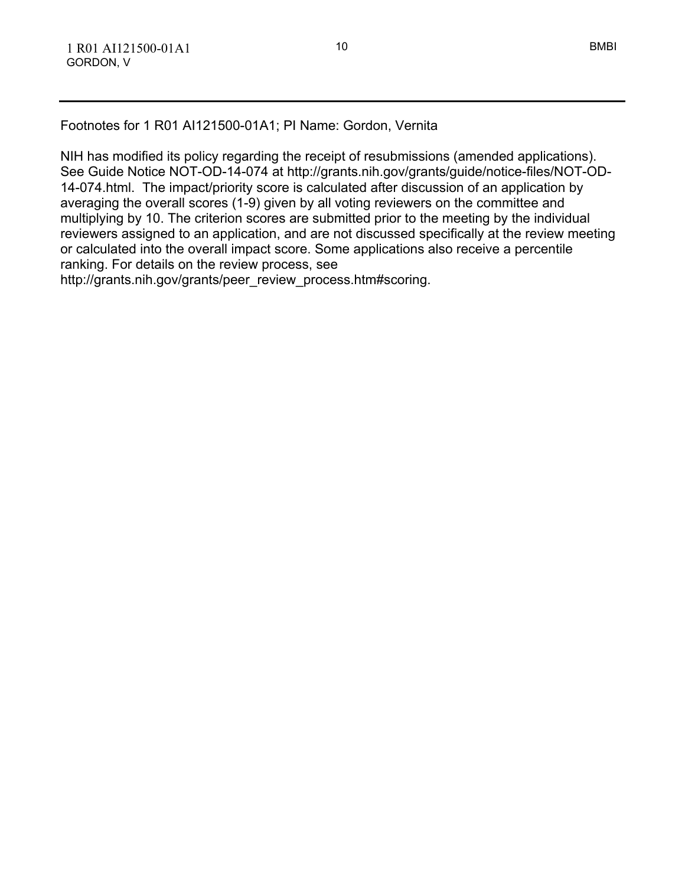Footnotes for 1 R01 AI121500-01A1; PI Name: Gordon, Vernita

NIH has modified its policy regarding the receipt of resubmissions (amended applications). See Guide Notice NOT-OD-14-074 at http://grants.nih.gov/grants/guide/notice-files/NOT-OD-14-074.html. The impact/priority score is calculated after discussion of an application by averaging the overall scores (1-9) given by all voting reviewers on the committee and multiplying by 10. The criterion scores are submitted prior to the meeting by the individual reviewers assigned to an application, and are not discussed specifically at the review meeting or calculated into the overall impact score. Some applications also receive a percentile ranking. For details on the review process, see http://grants.nih.gov/grants/peer_review_process.htm#scoring.